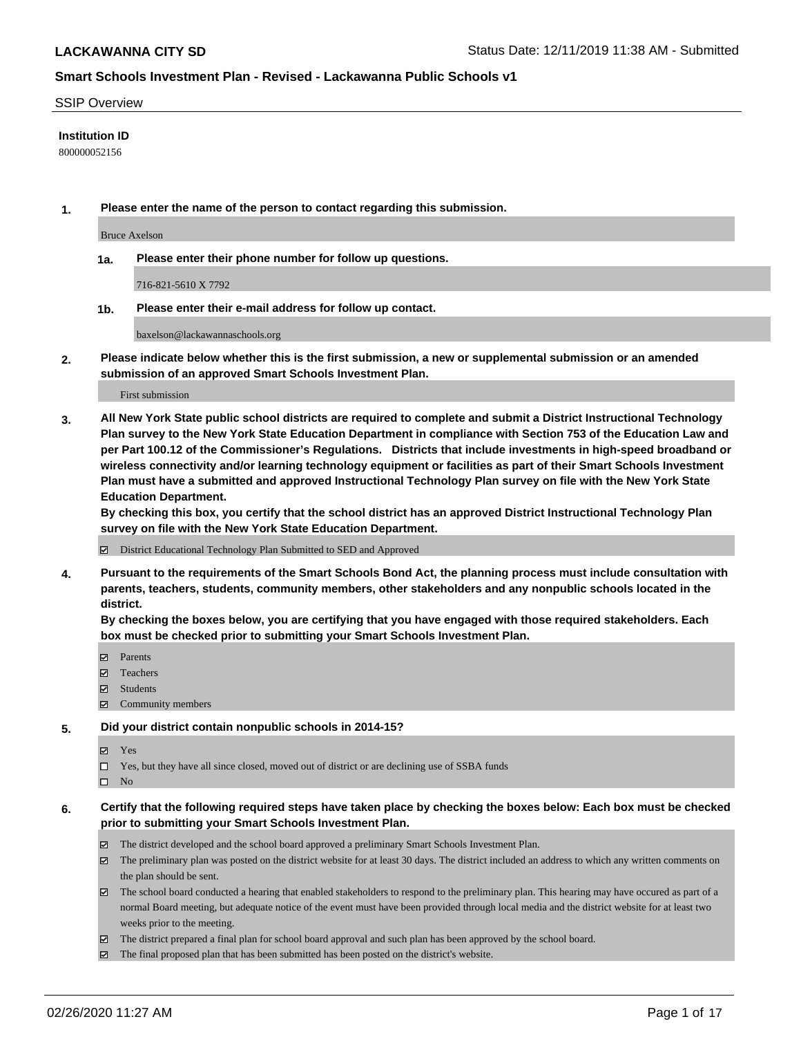**LACKAWANNA CITY SD**

Status Date: 12/11/2019 11:38 AM - Submitted

## Smart Schools Investment Plan - Revised - Lackawanna Public Schools v1

SSIP Overview

**Institution ID**

800000052156

**1. Please enter the name of the person to contact regarding this submission.**

Bruce Axelson

**1a. Please enter their phone number for follow up questions.**

716-821-5610 X 7792

**1b. Please enter their e-mail address for follow up contact.**

baxelson@lackawannaschools.org

**2. Please indicate below whether this is the first submission, a new or supplemental submission or an amended submission of an approved Smart Schools Investment Plan.**

First submission

**3. All New York State public school districts are required to complete and submit a District Instructional Technology Plan survey to the New York State Education Department in compliance with Section 753 of the Education Law and per Part 100.12 of the Commissioner's Regulations. Districts that include investments in high-speed broadband or wireless connectivity and/or learning technology equipment or facilities as part of their Smart Schools Investment Plan must have a submitted and approved Instructional Technology Plan survey on file with the New York State Education Department.**
**By checking this box, you certify that the school district has an approved District Instructional Technology Plan survey on file with the New York State Education Department.**

☑ District Educational Technology Plan Submitted to SED and Approved

**4. Pursuant to the requirements of the Smart Schools Bond Act, the planning process must include consultation with parents, teachers, students, community members, other stakeholders and any nonpublic schools located in the district.**
**By checking the boxes below, you are certifying that you have engaged with those required stakeholders. Each box must be checked prior to submitting your Smart Schools Investment Plan.**

☑ Parents
☑ Teachers
☑ Students
☑ Community members

**5. Did your district contain nonpublic schools in 2014-15?**

☑ Yes
☐ Yes, but they have all since closed, moved out of district or are declining use of SSBA funds
☐ No

**6. Certify that the following required steps have taken place by checking the boxes below: Each box must be checked prior to submitting your Smart Schools Investment Plan.**

☑ The district developed and the school board approved a preliminary Smart Schools Investment Plan.
☑ The preliminary plan was posted on the district website for at least 30 days. The district included an address to which any written comments on the plan should be sent.
☑ The school board conducted a hearing that enabled stakeholders to respond to the preliminary plan. This hearing may have occured as part of a normal Board meeting, but adequate notice of the event must have been provided through local media and the district website for at least two weeks prior to the meeting.
☑ The district prepared a final plan for school board approval and such plan has been approved by the school board.
☑ The final proposed plan that has been submitted has been posted on the district's website.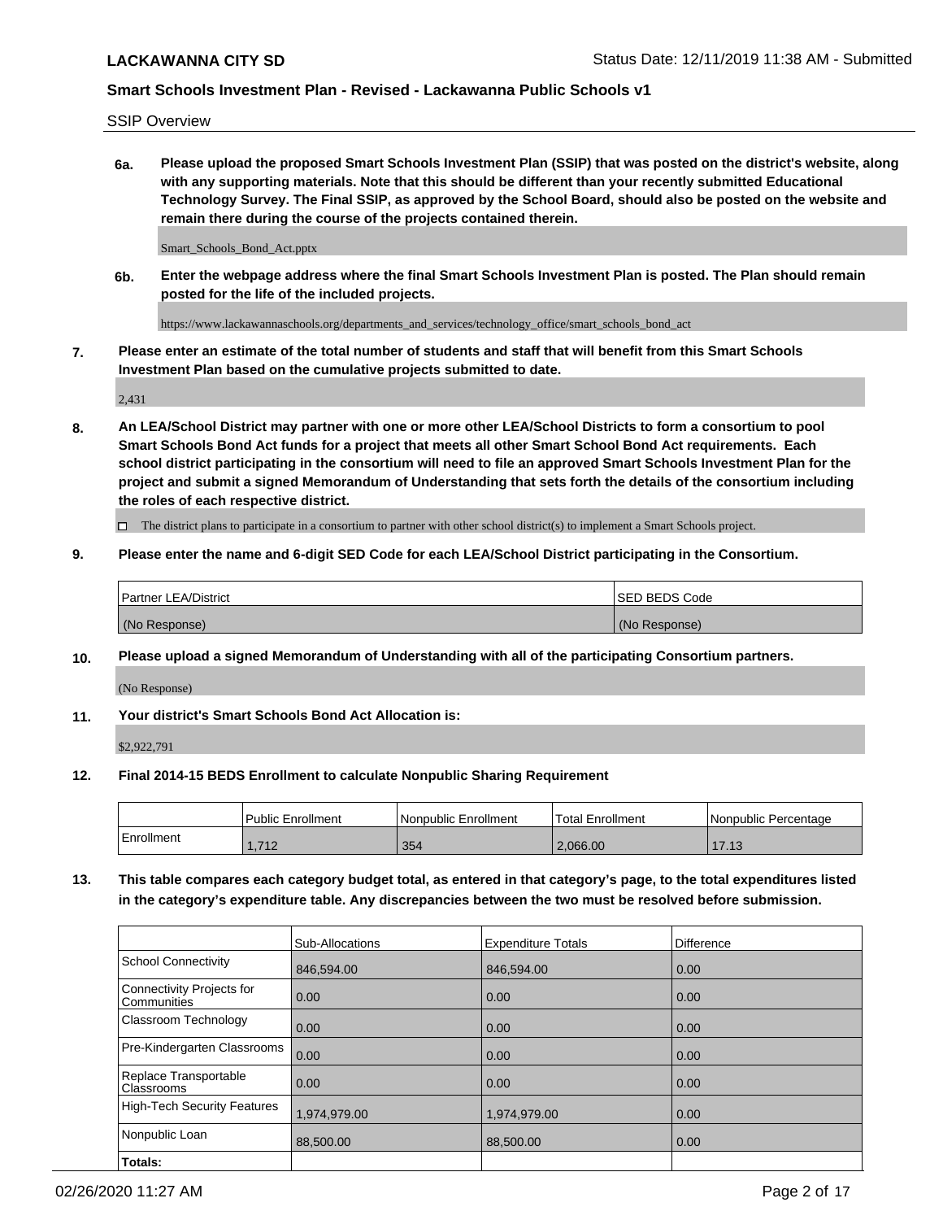SSIP Overview

**6a. Please upload the proposed Smart Schools Investment Plan (SSIP) that was posted on the district's website, along with any supporting materials. Note that this should be different than your recently submitted Educational Technology Survey. The Final SSIP, as approved by the School Board, should also be posted on the website and remain there during the course of the projects contained therein.**

Smart_Schools_Bond_Act.pptx

**6b. Enter the webpage address where the final Smart Schools Investment Plan is posted. The Plan should remain posted for the life of the included projects.**

https://www.lackawannaschools.org/departments_and_services/technology_office/smart_schools_bond_act

**7. Please enter an estimate of the total number of students and staff that will benefit from this Smart Schools Investment Plan based on the cumulative projects submitted to date.**

2,431

**8. An LEA/School District may partner with one or more other LEA/School Districts to form a consortium to pool Smart Schools Bond Act funds for a project that meets all other Smart School Bond Act requirements. Each school district participating in the consortium will need to file an approved Smart Schools Investment Plan for the project and submit a signed Memorandum of Understanding that sets forth the details of the consortium including the roles of each respective district.**

☐ The district plans to participate in a consortium to partner with other school district(s) to implement a Smart Schools project.

**9. Please enter the name and 6-digit SED Code for each LEA/School District participating in the Consortium.**

| Partner LEA/District | SED BEDS Code |
|---|---|
| (No Response) | (No Response) |

**10. Please upload a signed Memorandum of Understanding with all of the participating Consortium partners.**

(No Response)

**11. Your district's Smart Schools Bond Act Allocation is:**

$2,922,791

**12. Final 2014-15 BEDS Enrollment to calculate Nonpublic Sharing Requirement**

| | Public Enrollment | Nonpublic Enrollment | Total Enrollment | Nonpublic Percentage |
|---|---|---|---|---|
| Enrollment | 1,712 | 354 | 2,066.00 | 17.13 |

**13. This table compares each category budget total, as entered in that category's page, to the total expenditures listed in the category's expenditure table. Any discrepancies between the two must be resolved before submission.**

| | Sub-Allocations | Expenditure Totals | Difference |
|---|---|---|---|
| School Connectivity | 846,594.00 | 846,594.00 | 0.00 |
| Connectivity Projects for Communities | 0.00 | 0.00 | 0.00 |
| Classroom Technology | 0.00 | 0.00 | 0.00 |
| Pre-Kindergarten Classrooms | 0.00 | 0.00 | 0.00 |
| Replace Transportable Classrooms | 0.00 | 0.00 | 0.00 |
| High-Tech Security Features | 1,974,979.00 | 1,974,979.00 | 0.00 |
| Nonpublic Loan | 88,500.00 | 88,500.00 | 0.00 |
| **Totals:** | | | |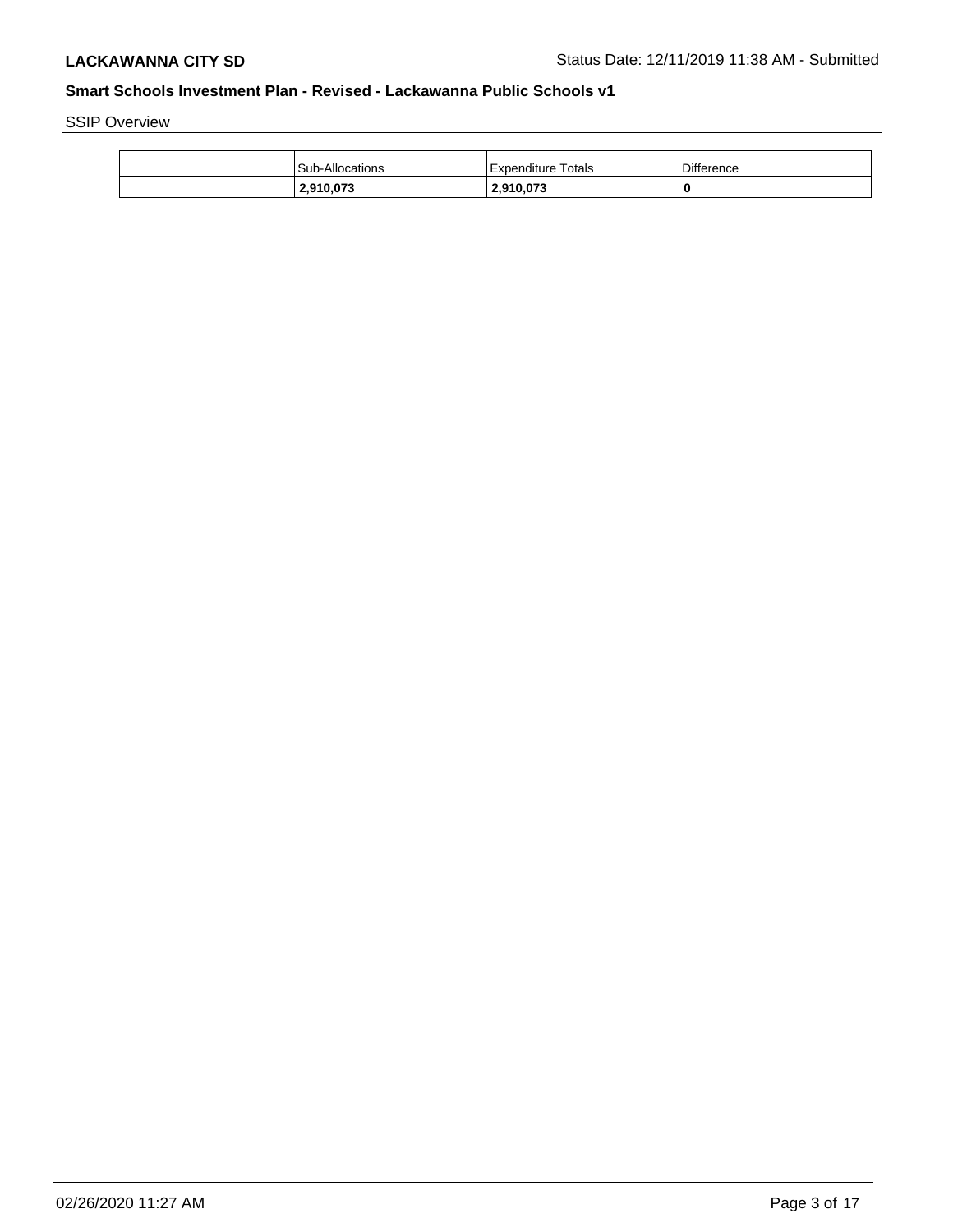SSIP Overview

| | Sub-Allocations | Expenditure Totals | Difference |
|---|---|---|---|
| | **2,910,073** | **2,910,073** | **0** |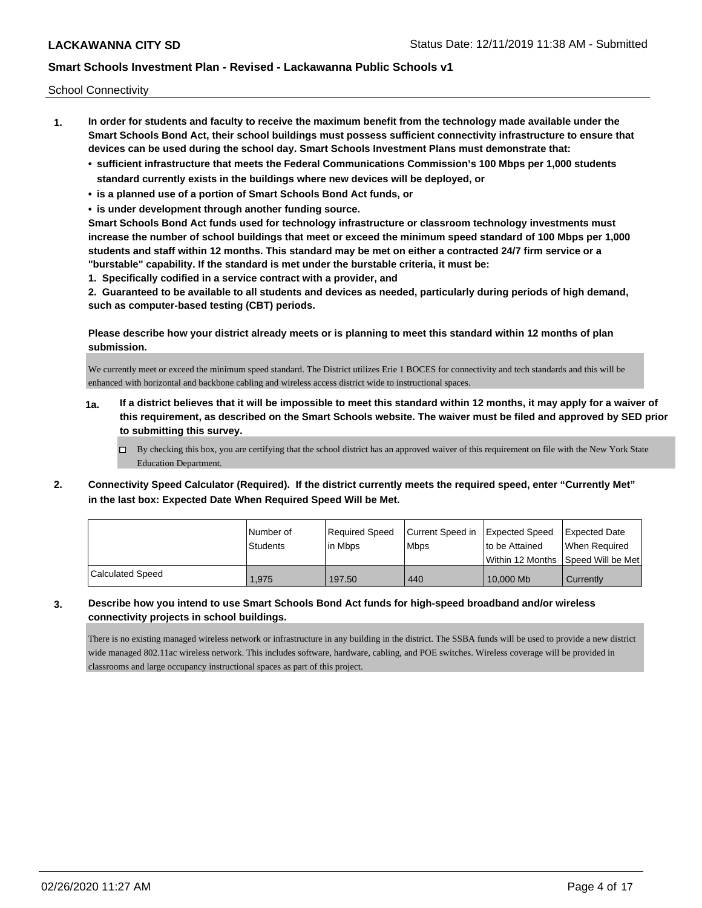School Connectivity

1. **In order for students and faculty to receive the maximum benefit from the technology made available under the Smart Schools Bond Act, their school buildings must possess sufficient connectivity infrastructure to ensure that devices can be used during the school day. Smart Schools Investment Plans must demonstrate that:**
   - **sufficient infrastructure that meets the Federal Communications Commission's 100 Mbps per 1,000 students standard currently exists in the buildings where new devices will be deployed, or**
   - **is a planned use of a portion of Smart Schools Bond Act funds, or**
   - **is under development through another funding source.**

   **Smart Schools Bond Act funds used for technology infrastructure or classroom technology investments must increase the number of school buildings that meet or exceed the minimum speed standard of 100 Mbps per 1,000 students and staff within 12 months. This standard may be met on either a contracted 24/7 firm service or a "burstable" capability. If the standard is met under the burstable criteria, it must be:**

   **1. Specifically codified in a service contract with a provider, and**

   **2. Guaranteed to be available to all students and devices as needed, particularly during periods of high demand, such as computer-based testing (CBT) periods.**

   **Please describe how your district already meets or is planning to meet this standard within 12 months of plan submission.**

   We currently meet or exceed the minimum speed standard. The District utilizes Erie 1 BOCES for connectivity and tech standards and this will be enhanced with horizontal and backbone cabling and wireless access district wide to instructional spaces.

   **1a. If a district believes that it will be impossible to meet this standard within 12 months, it may apply for a waiver of this requirement, as described on the Smart Schools website. The waiver must be filed and approved by SED prior to submitting this survey.**

   ☐ By checking this box, you are certifying that the school district has an approved waiver of this requirement on file with the New York State Education Department.

2. **Connectivity Speed Calculator (Required). If the district currently meets the required speed, enter "Currently Met" in the last box: Expected Date When Required Speed Will be Met.**

| | Number of Students | Required Speed in Mbps | Current Speed in Mbps | Expected Speed to be Attained Within 12 Months | Expected Date When Required Speed Will be Met |
|---|---|---|---|---|---|
| Calculated Speed | 1,975 | 197.50 | 440 | 10,000 Mb | Currently |

3. **Describe how you intend to use Smart Schools Bond Act funds for high-speed broadband and/or wireless connectivity projects in school buildings.**

   There is no existing managed wireless network or infrastructure in any building in the district. The SSBA funds will be used to provide a new district wide managed 802.11ac wireless network. This includes software, hardware, cabling, and POE switches. Wireless coverage will be provided in classrooms and large occupancy instructional spaces as part of this project.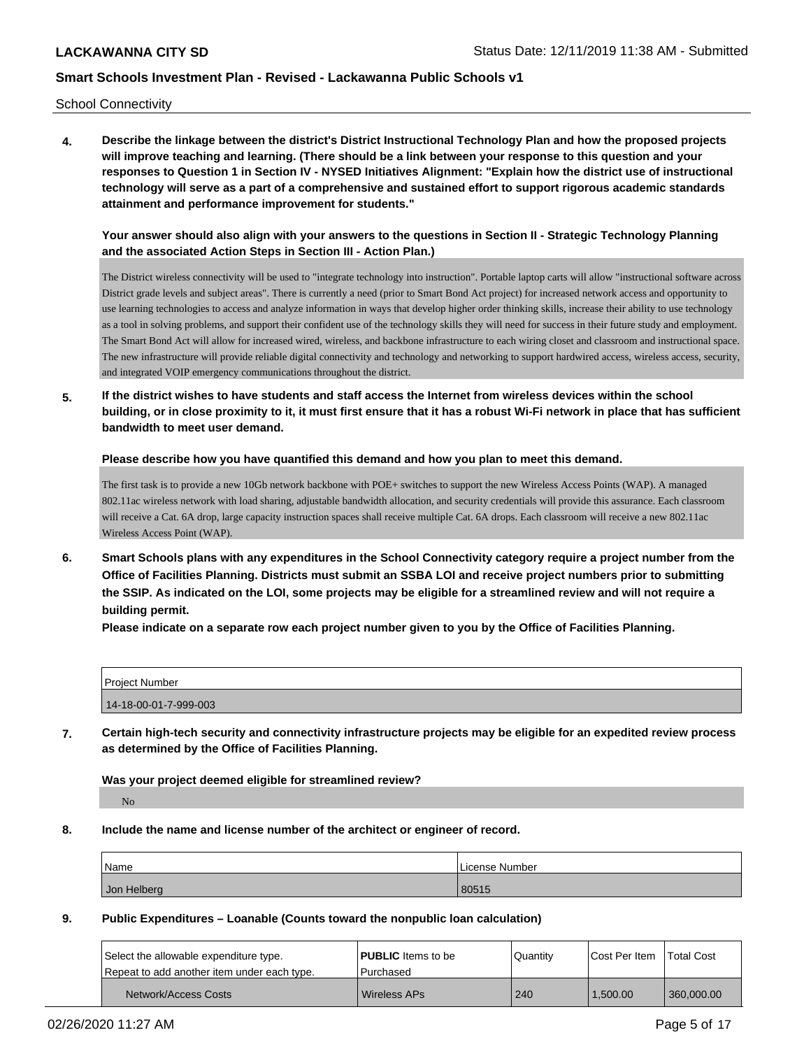School Connectivity

**4. Describe the linkage between the district's District Instructional Technology Plan and how the proposed projects will improve teaching and learning. (There should be a link between your response to this question and your responses to Question 1 in Section IV - NYSED Initiatives Alignment: "Explain how the district use of instructional technology will serve as a part of a comprehensive and sustained effort to support rigorous academic standards attainment and performance improvement for students."**

**Your answer should also align with your answers to the questions in Section II - Strategic Technology Planning and the associated Action Steps in Section III - Action Plan.)**

The District wireless connectivity will be used to "integrate technology into instruction". Portable laptop carts will allow "instructional software across District grade levels and subject areas". There is currently a need (prior to Smart Bond Act project) for increased network access and opportunity to use learning technologies to access and analyze information in ways that develop higher order thinking skills, increase their ability to use technology as a tool in solving problems, and support their confident use of the technology skills they will need for success in their future study and employment. The Smart Bond Act will allow for increased wired, wireless, and backbone infrastructure to each wiring closet and classroom and instructional space. The new infrastructure will provide reliable digital connectivity and technology and networking to support hardwired access, wireless access, security, and integrated VOIP emergency communications throughout the district.

**5. If the district wishes to have students and staff access the Internet from wireless devices within the school building, or in close proximity to it, it must first ensure that it has a robust Wi-Fi network in place that has sufficient bandwidth to meet user demand.**

**Please describe how you have quantified this demand and how you plan to meet this demand.**

The first task is to provide a new 10Gb network backbone with POE+ switches to support the new Wireless Access Points (WAP). A managed 802.11ac wireless network with load sharing, adjustable bandwidth allocation, and security credentials will provide this assurance. Each classroom will receive a Cat. 6A drop, large capacity instruction spaces shall receive multiple Cat. 6A drops. Each classroom will receive a new 802.11ac Wireless Access Point (WAP).

**6. Smart Schools plans with any expenditures in the School Connectivity category require a project number from the Office of Facilities Planning. Districts must submit an SSBA LOI and receive project numbers prior to submitting the SSIP. As indicated on the LOI, some projects may be eligible for a streamlined review and will not require a building permit.**

**Please indicate on a separate row each project number given to you by the Office of Facilities Planning.**

| Project Number |
| --- |
| 14-18-00-01-7-999-003 |

**7. Certain high-tech security and connectivity infrastructure projects may be eligible for an expedited review process as determined by the Office of Facilities Planning.**

**Was your project deemed eligible for streamlined review?**

No

**8. Include the name and license number of the architect or engineer of record.**

| Name | License Number |
| --- | --- |
| Jon Helberg | 80515 |

**9. Public Expenditures – Loanable (Counts toward the nonpublic loan calculation)**

| Select the allowable expenditure type. Repeat to add another item under each type. | **PUBLIC** Items to be Purchased | Quantity | Cost Per Item | Total Cost |
| --- | --- | --- | --- | --- |
| Network/Access Costs | Wireless APs | 240 | 1,500.00 | 360,000.00 |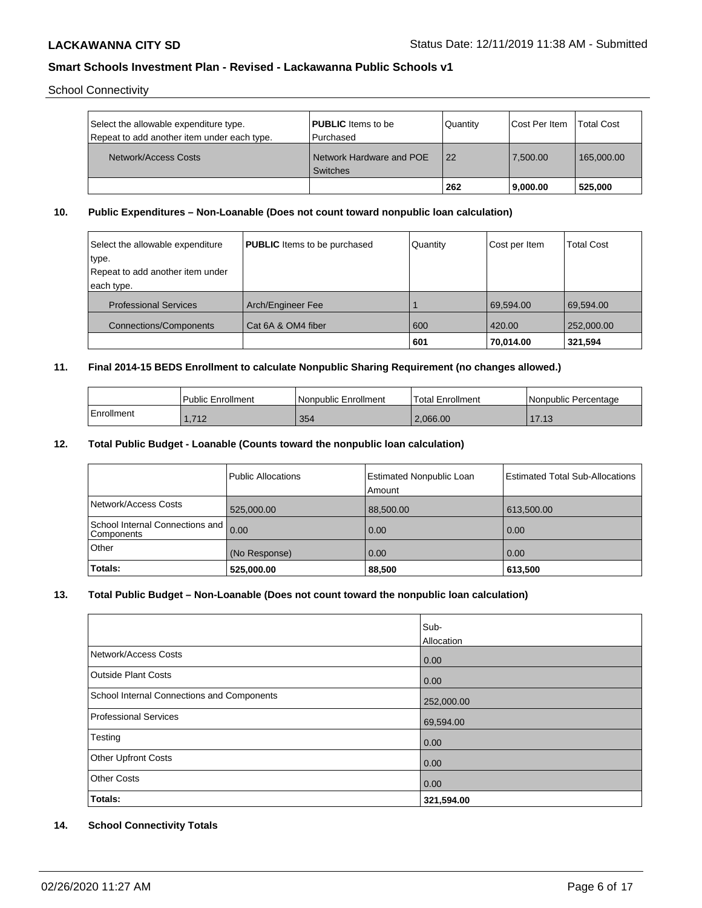School Connectivity

| Select the allowable expenditure type. Repeat to add another item under each type. | **PUBLIC** Items to be Purchased | Quantity | Cost Per Item | Total Cost |
|---|---|---|---|---|
| Network/Access Costs | Network Hardware and POE Switches | 22 | 7,500.00 | 165,000.00 |
| | | **262** | **9,000.00** | **525,000** |

## 10. Public Expenditures – Non-Loanable (Does not count toward nonpublic loan calculation)

| Select the allowable expenditure type. Repeat to add another item under each type. | **PUBLIC** Items to be purchased | Quantity | Cost per Item | Total Cost |
|---|---|---|---|---|
| Professional Services | Arch/Engineer Fee | 1 | 69,594.00 | 69,594.00 |
| Connections/Components | Cat 6A & OM4 fiber | 600 | 420.00 | 252,000.00 |
| | | **601** | **70,014.00** | **321,594** |

## 11. Final 2014-15 BEDS Enrollment to calculate Nonpublic Sharing Requirement (no changes allowed.)

| | Public Enrollment | Nonpublic Enrollment | Total Enrollment | Nonpublic Percentage |
|---|---|---|---|---|
| Enrollment | 1,712 | 354 | 2,066.00 | 17.13 |

## 12. Total Public Budget - Loanable (Counts toward the nonpublic loan calculation)

| | Public Allocations | Estimated Nonpublic Loan Amount | Estimated Total Sub-Allocations |
|---|---|---|---|
| Network/Access Costs | 525,000.00 | 88,500.00 | 613,500.00 |
| School Internal Connections and Components | 0.00 | 0.00 | 0.00 |
| Other | (No Response) | 0.00 | 0.00 |
| **Totals:** | **525,000.00** | **88,500** | **613,500** |

## 13. Total Public Budget – Non-Loanable (Does not count toward the nonpublic loan calculation)

| | Sub-Allocation |
|---|---|
| Network/Access Costs | 0.00 |
| Outside Plant Costs | 0.00 |
| School Internal Connections and Components | 252,000.00 |
| Professional Services | 69,594.00 |
| Testing | 0.00 |
| Other Upfront Costs | 0.00 |
| Other Costs | 0.00 |
| **Totals:** | **321,594.00** |

## 14. School Connectivity Totals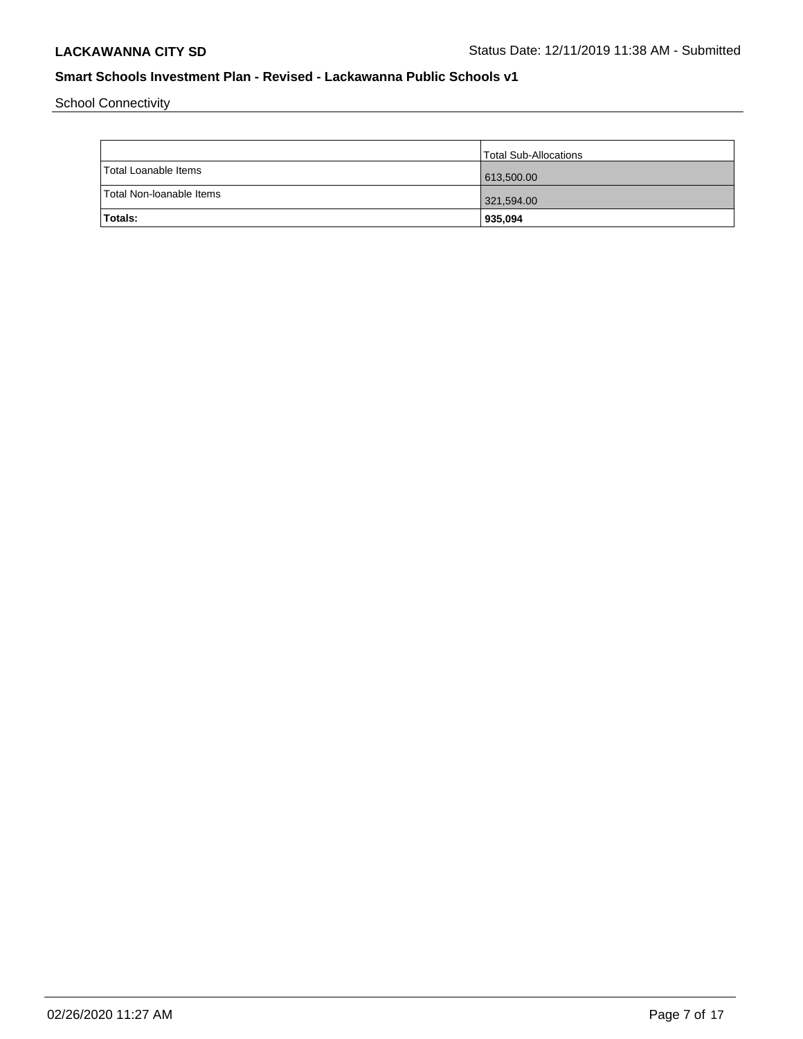School Connectivity

| | Total Sub-Allocations |
|---|---|
| Total Loanable Items | 613,500.00 |
| Total Non-loanable Items | 321,594.00 |
| **Totals:** | **935,094** |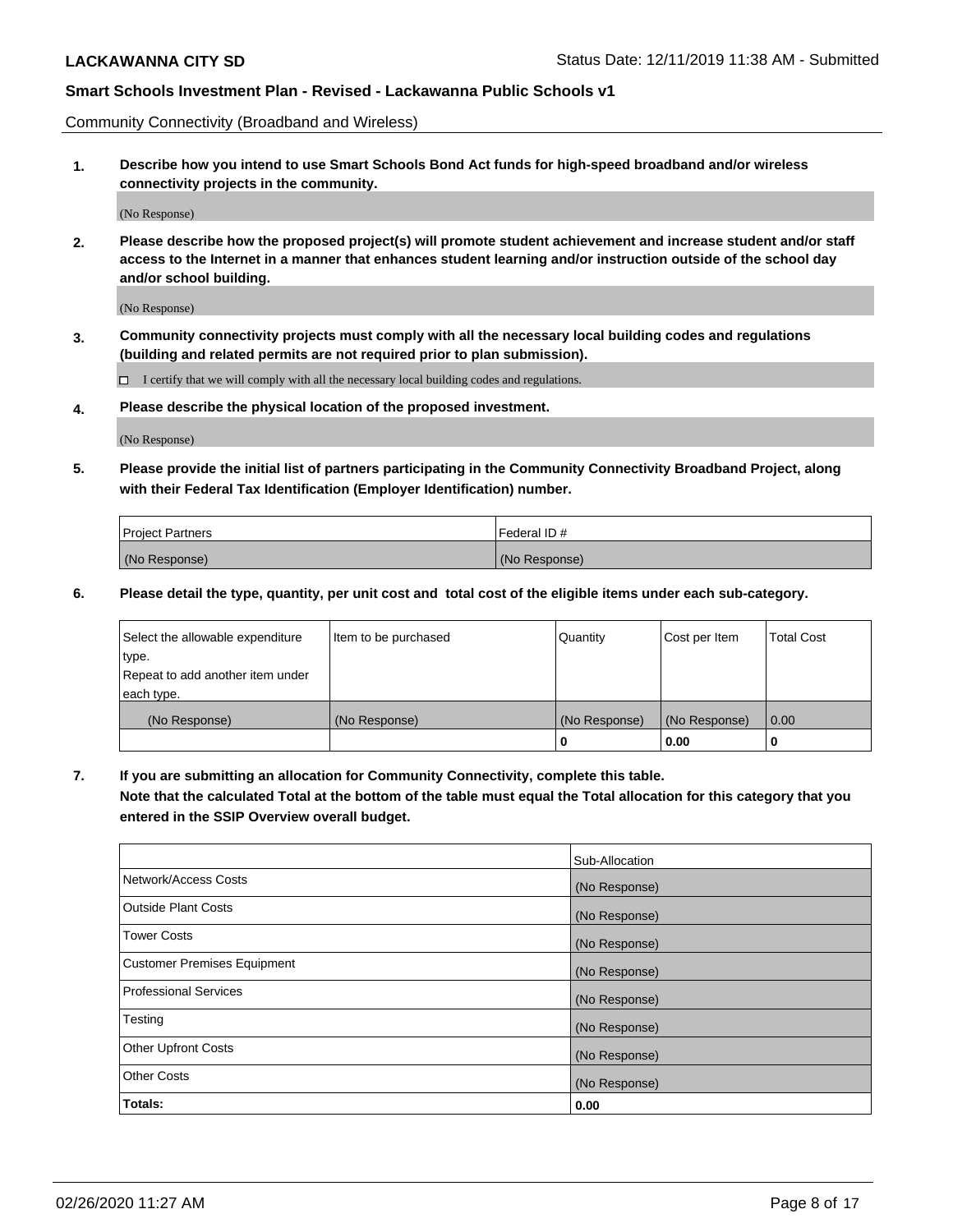Community Connectivity (Broadband and Wireless)

**1. Describe how you intend to use Smart Schools Bond Act funds for high-speed broadband and/or wireless connectivity projects in the community.**

(No Response)

**2. Please describe how the proposed project(s) will promote student achievement and increase student and/or staff access to the Internet in a manner that enhances student learning and/or instruction outside of the school day and/or school building.**

(No Response)

**3. Community connectivity projects must comply with all the necessary local building codes and regulations (building and related permits are not required prior to plan submission).**

☐ I certify that we will comply with all the necessary local building codes and regulations.

**4. Please describe the physical location of the proposed investment.**

(No Response)

**5. Please provide the initial list of partners participating in the Community Connectivity Broadband Project, along with their Federal Tax Identification (Employer Identification) number.**

| Project Partners | Federal ID # |
|---|---|
| (No Response) | (No Response) |

**6. Please detail the type, quantity, per unit cost and total cost of the eligible items under each sub-category.**

| Select the allowable expenditure type. Repeat to add another item under each type. | Item to be purchased | Quantity | Cost per Item | Total Cost |
|---|---|---|---|---|
| (No Response) | (No Response) | (No Response) | (No Response) | 0.00 |
| | | **0** | **0.00** | **0** |

**7. If you are submitting an allocation for Community Connectivity, complete this table. Note that the calculated Total at the bottom of the table must equal the Total allocation for this category that you entered in the SSIP Overview overall budget.**

| | Sub-Allocation |
|---|---|
| Network/Access Costs | (No Response) |
| Outside Plant Costs | (No Response) |
| Tower Costs | (No Response) |
| Customer Premises Equipment | (No Response) |
| Professional Services | (No Response) |
| Testing | (No Response) |
| Other Upfront Costs | (No Response) |
| Other Costs | (No Response) |
| **Totals:** | **0.00** |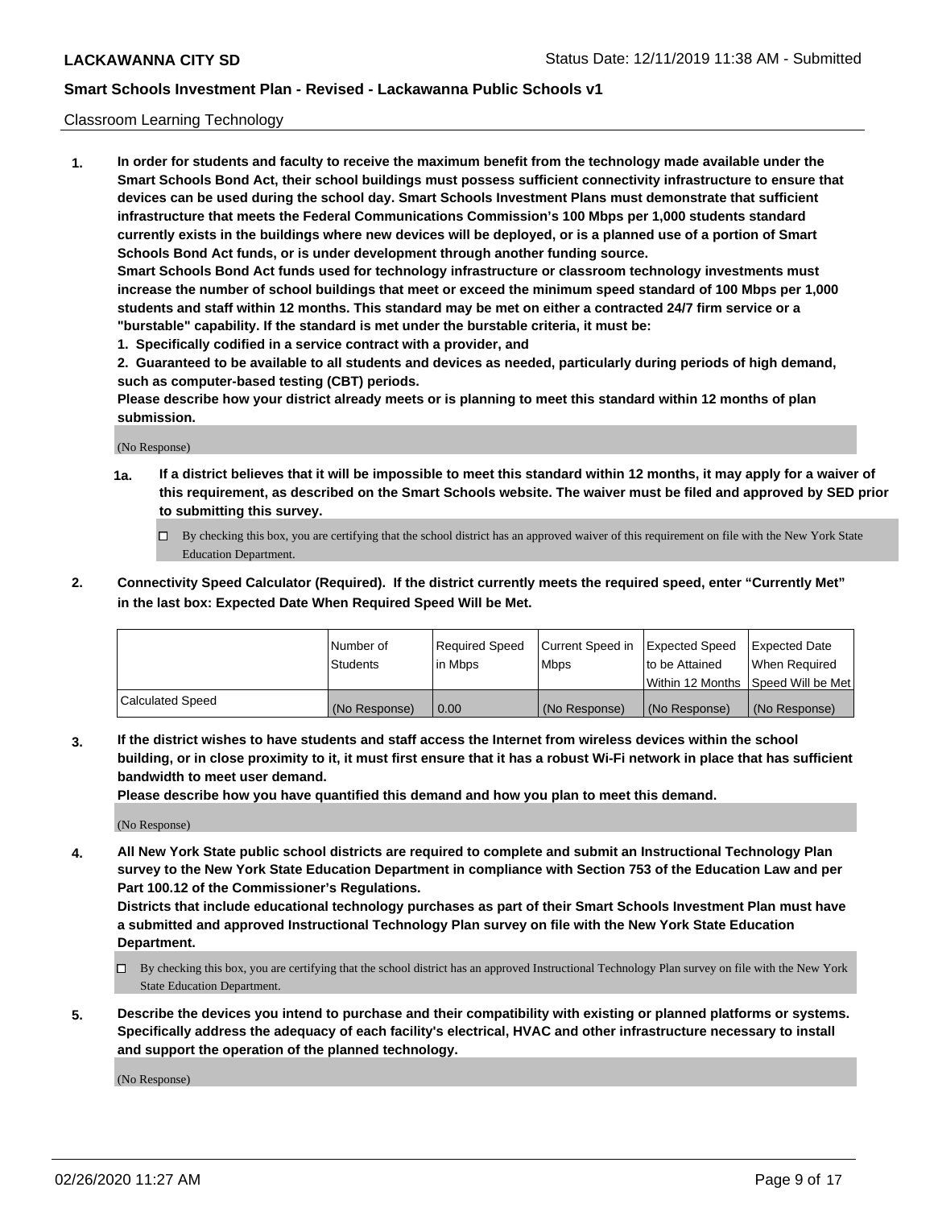Classroom Learning Technology

1. **In order for students and faculty to receive the maximum benefit from the technology made available under the Smart Schools Bond Act, their school buildings must possess sufficient connectivity infrastructure to ensure that devices can be used during the school day. Smart Schools Investment Plans must demonstrate that sufficient infrastructure that meets the Federal Communications Commission's 100 Mbps per 1,000 students standard currently exists in the buildings where new devices will be deployed, or is a planned use of a portion of Smart Schools Bond Act funds, or is under development through another funding source.**

   **Smart Schools Bond Act funds used for technology infrastructure or classroom technology investments must increase the number of school buildings that meet or exceed the minimum speed standard of 100 Mbps per 1,000 students and staff within 12 months. This standard may be met on either a contracted 24/7 firm service or a "burstable" capability. If the standard is met under the burstable criteria, it must be:**

   **1. Specifically codified in a service contract with a provider, and**

   **2. Guaranteed to be available to all students and devices as needed, particularly during periods of high demand, such as computer-based testing (CBT) periods.**

   **Please describe how your district already meets or is planning to meet this standard within 12 months of plan submission.**

   (No Response)

   **1a. If a district believes that it will be impossible to meet this standard within 12 months, it may apply for a waiver of this requirement, as described on the Smart Schools website. The waiver must be filed and approved by SED prior to submitting this survey.**

   ☐ By checking this box, you are certifying that the school district has an approved waiver of this requirement on file with the New York State Education Department.

2. **Connectivity Speed Calculator (Required). If the district currently meets the required speed, enter "Currently Met" in the last box: Expected Date When Required Speed Will be Met.**

| | Number of Students | Required Speed in Mbps | Current Speed in Mbps | Expected Speed to be Attained Within 12 Months | Expected Date When Required Speed Will be Met |
|---|---|---|---|---|---|
| Calculated Speed | (No Response) | 0.00 | (No Response) | (No Response) | (No Response) |

3. **If the district wishes to have students and staff access the Internet from wireless devices within the school building, or in close proximity to it, it must first ensure that it has a robust Wi-Fi network in place that has sufficient bandwidth to meet user demand.**

   **Please describe how you have quantified this demand and how you plan to meet this demand.**

   (No Response)

4. **All New York State public school districts are required to complete and submit an Instructional Technology Plan survey to the New York State Education Department in compliance with Section 753 of the Education Law and per Part 100.12 of the Commissioner's Regulations.**

   **Districts that include educational technology purchases as part of their Smart Schools Investment Plan must have a submitted and approved Instructional Technology Plan survey on file with the New York State Education Department.**

   ☐ By checking this box, you are certifying that the school district has an approved Instructional Technology Plan survey on file with the New York State Education Department.

5. **Describe the devices you intend to purchase and their compatibility with existing or planned platforms or systems. Specifically address the adequacy of each facility's electrical, HVAC and other infrastructure necessary to install and support the operation of the planned technology.**

   (No Response)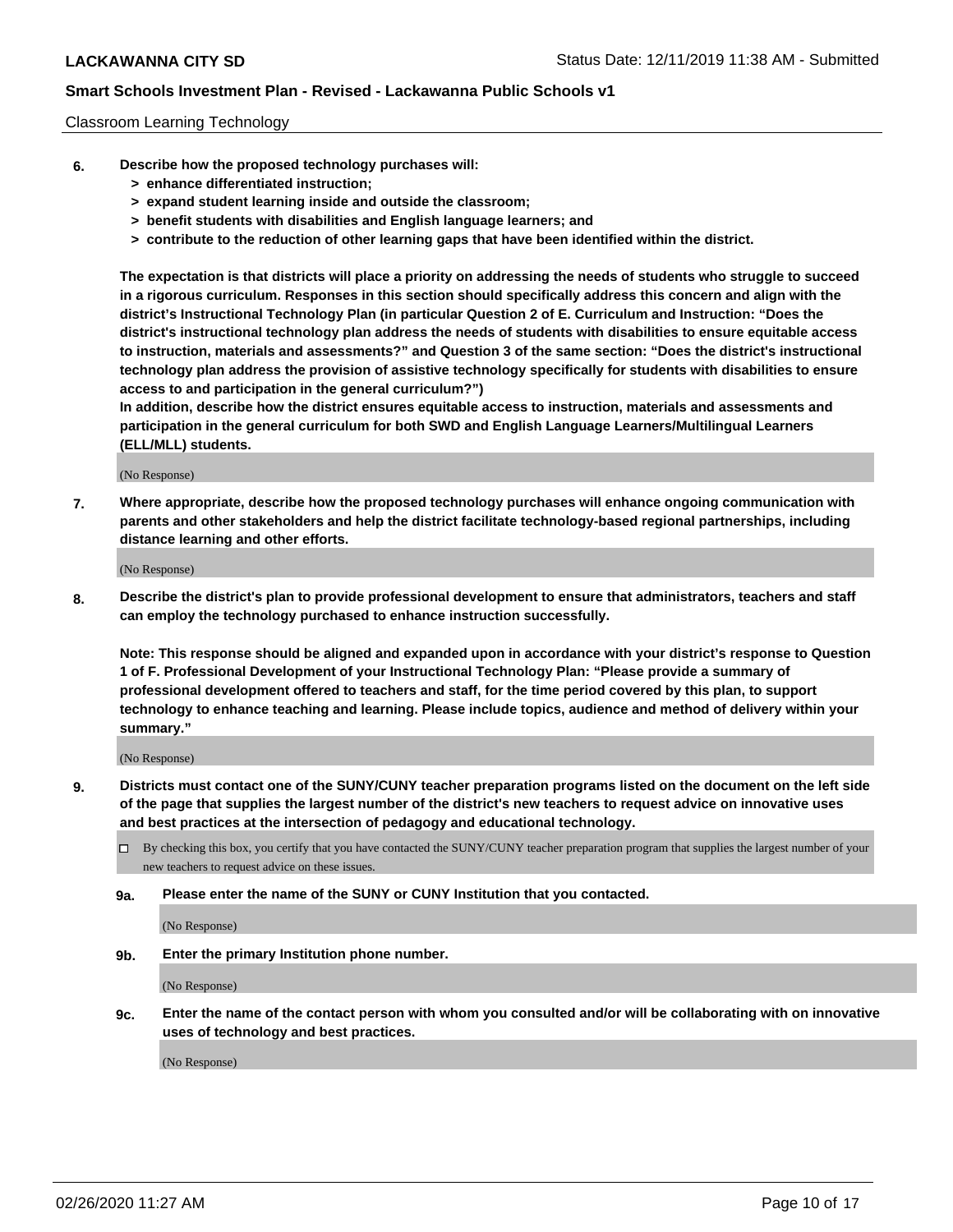Classroom Learning Technology

**6. Describe how the proposed technology purchases will:**
- **> enhance differentiated instruction;**
- **> expand student learning inside and outside the classroom;**
- **> benefit students with disabilities and English language learners; and**
- **> contribute to the reduction of other learning gaps that have been identified within the district.**

**The expectation is that districts will place a priority on addressing the needs of students who struggle to succeed in a rigorous curriculum. Responses in this section should specifically address this concern and align with the district's Instructional Technology Plan (in particular Question 2 of E. Curriculum and Instruction: "Does the district's instructional technology plan address the needs of students with disabilities to ensure equitable access to instruction, materials and assessments?" and Question 3 of the same section: "Does the district's instructional technology plan address the provision of assistive technology specifically for students with disabilities to ensure access to and participation in the general curriculum?")**

**In addition, describe how the district ensures equitable access to instruction, materials and assessments and participation in the general curriculum for both SWD and English Language Learners/Multilingual Learners (ELL/MLL) students.**

(No Response)

**7. Where appropriate, describe how the proposed technology purchases will enhance ongoing communication with parents and other stakeholders and help the district facilitate technology-based regional partnerships, including distance learning and other efforts.**

(No Response)

**8. Describe the district's plan to provide professional development to ensure that administrators, teachers and staff can employ the technology purchased to enhance instruction successfully.**

**Note: This response should be aligned and expanded upon in accordance with your district's response to Question 1 of F. Professional Development of your Instructional Technology Plan: "Please provide a summary of professional development offered to teachers and staff, for the time period covered by this plan, to support technology to enhance teaching and learning. Please include topics, audience and method of delivery within your summary."**

(No Response)

**9. Districts must contact one of the SUNY/CUNY teacher preparation programs listed on the document on the left side of the page that supplies the largest number of the district's new teachers to request advice on innovative uses and best practices at the intersection of pedagogy and educational technology.**

☐ By checking this box, you certify that you have contacted the SUNY/CUNY teacher preparation program that supplies the largest number of your new teachers to request advice on these issues.

**9a. Please enter the name of the SUNY or CUNY Institution that you contacted.**

(No Response)

**9b. Enter the primary Institution phone number.**

(No Response)

**9c. Enter the name of the contact person with whom you consulted and/or will be collaborating with on innovative uses of technology and best practices.**

(No Response)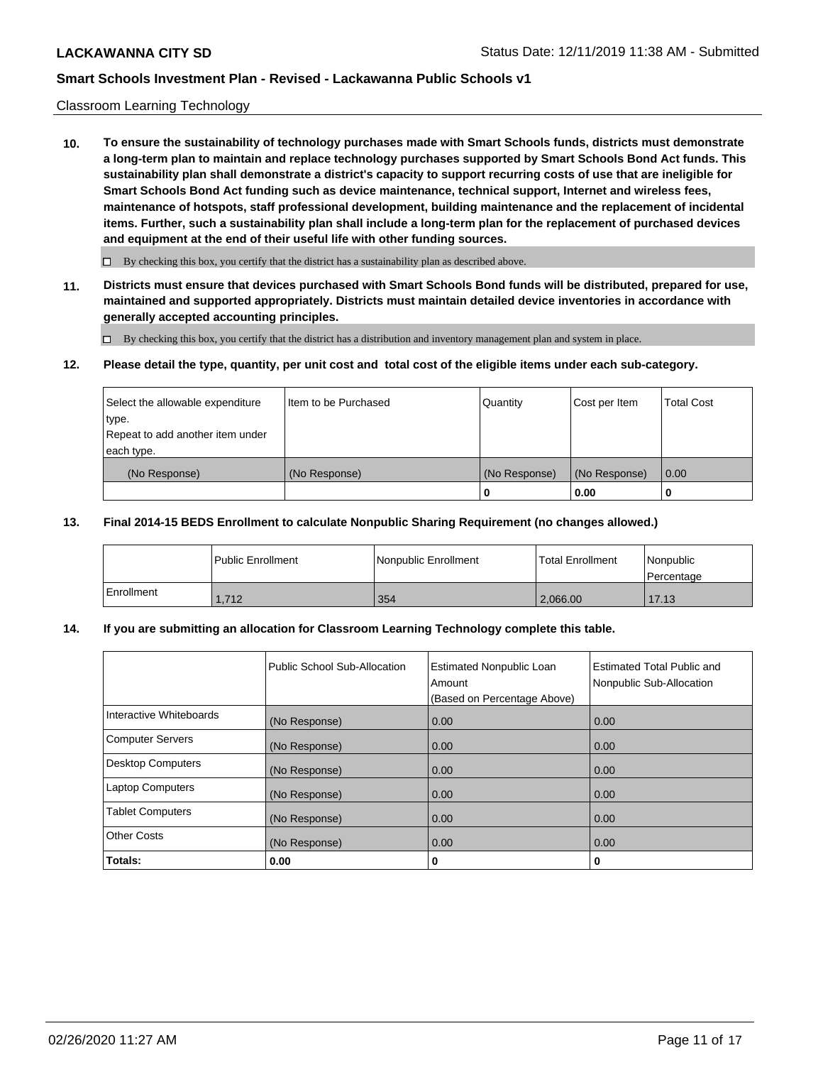Classroom Learning Technology

**10. To ensure the sustainability of technology purchases made with Smart Schools funds, districts must demonstrate a long-term plan to maintain and replace technology purchases supported by Smart Schools Bond Act funds. This sustainability plan shall demonstrate a district's capacity to support recurring costs of use that are ineligible for Smart Schools Bond Act funding such as device maintenance, technical support, Internet and wireless fees, maintenance of hotspots, staff professional development, building maintenance and the replacement of incidental items. Further, such a sustainability plan shall include a long-term plan for the replacement of purchased devices and equipment at the end of their useful life with other funding sources.**

☐ By checking this box, you certify that the district has a sustainability plan as described above.

**11. Districts must ensure that devices purchased with Smart Schools Bond funds will be distributed, prepared for use, maintained and supported appropriately. Districts must maintain detailed device inventories in accordance with generally accepted accounting principles.**

☐ By checking this box, you certify that the district has a distribution and inventory management plan and system in place.

**12. Please detail the type, quantity, per unit cost and total cost of the eligible items under each sub-category.**

| Select the allowable expenditure type. Repeat to add another item under each type. | Item to be Purchased | Quantity | Cost per Item | Total Cost |
|---|---|---|---|---|
| (No Response) | (No Response) | (No Response) | (No Response) | 0.00 |
| | | **0** | **0.00** | **0** |

**13. Final 2014-15 BEDS Enrollment to calculate Nonpublic Sharing Requirement (no changes allowed.)**

| | Public Enrollment | Nonpublic Enrollment | Total Enrollment | Nonpublic Percentage |
|---|---|---|---|---|
| Enrollment | 1,712 | 354 | 2,066.00 | 17.13 |

**14. If you are submitting an allocation for Classroom Learning Technology complete this table.**

| | Public School Sub-Allocation | Estimated Nonpublic Loan Amount (Based on Percentage Above) | Estimated Total Public and Nonpublic Sub-Allocation |
|---|---|---|---|
| Interactive Whiteboards | (No Response) | 0.00 | 0.00 |
| Computer Servers | (No Response) | 0.00 | 0.00 |
| Desktop Computers | (No Response) | 0.00 | 0.00 |
| Laptop Computers | (No Response) | 0.00 | 0.00 |
| Tablet Computers | (No Response) | 0.00 | 0.00 |
| Other Costs | (No Response) | 0.00 | 0.00 |
| **Totals:** | **0.00** | **0** | **0** |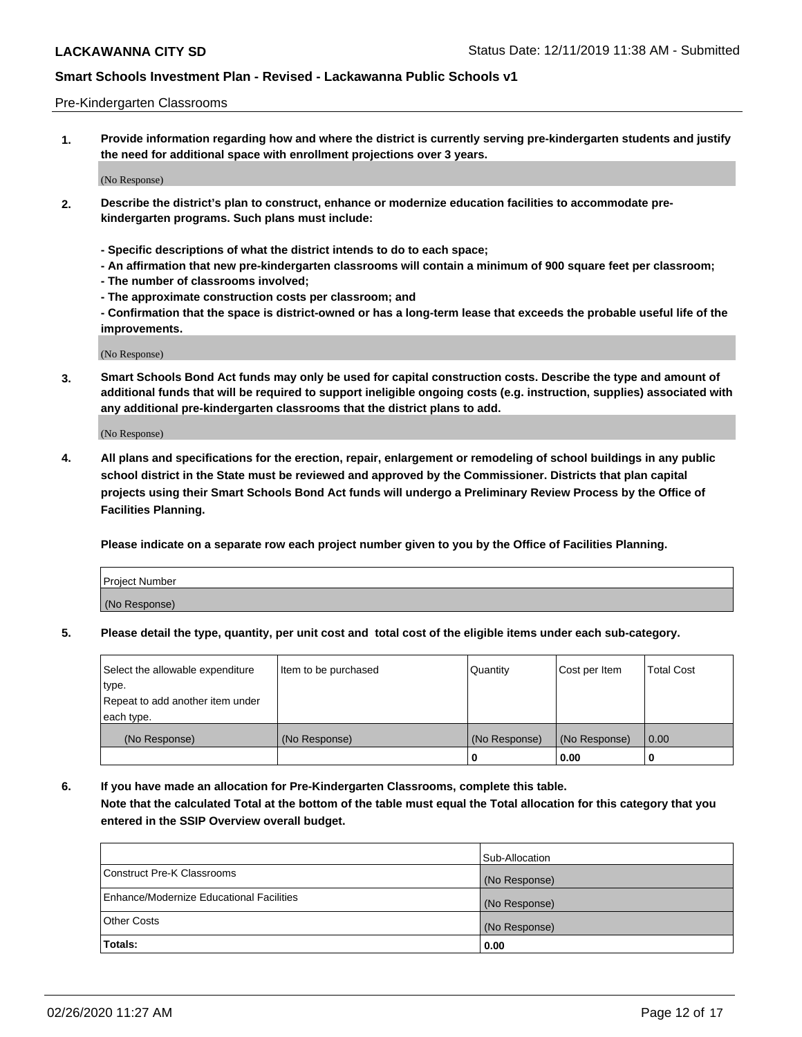Pre-Kindergarten Classrooms

1. **Provide information regarding how and where the district is currently serving pre-kindergarten students and justify the need for additional space with enrollment projections over 3 years.**

(No Response)

2. **Describe the district's plan to construct, enhance or modernize education facilities to accommodate pre-kindergarten programs. Such plans must include:**

   **- Specific descriptions of what the district intends to do to each space;**
   **- An affirmation that new pre-kindergarten classrooms will contain a minimum of 900 square feet per classroom;**
   **- The number of classrooms involved;**
   **- The approximate construction costs per classroom; and**
   **- Confirmation that the space is district-owned or has a long-term lease that exceeds the probable useful life of the improvements.**

(No Response)

3. **Smart Schools Bond Act funds may only be used for capital construction costs. Describe the type and amount of additional funds that will be required to support ineligible ongoing costs (e.g. instruction, supplies) associated with any additional pre-kindergarten classrooms that the district plans to add.**

(No Response)

4. **All plans and specifications for the erection, repair, enlargement or remodeling of school buildings in any public school district in the State must be reviewed and approved by the Commissioner. Districts that plan capital projects using their Smart Schools Bond Act funds will undergo a Preliminary Review Process by the Office of Facilities Planning.**

   **Please indicate on a separate row each project number given to you by the Office of Facilities Planning.**

| Project Number |
|---|
| (No Response) |

5. **Please detail the type, quantity, per unit cost and total cost of the eligible items under each sub-category.**

| Select the allowable expenditure type. Repeat to add another item under each type. | Item to be purchased | Quantity | Cost per Item | Total Cost |
|---|---|---|---|---|
| (No Response) | (No Response) | (No Response) | (No Response) | 0.00 |
| | | 0 | 0.00 | 0 |

6. **If you have made an allocation for Pre-Kindergarten Classrooms, complete this table. Note that the calculated Total at the bottom of the table must equal the Total allocation for this category that you entered in the SSIP Overview overall budget.**

| | Sub-Allocation |
|---|---|
| Construct Pre-K Classrooms | (No Response) |
| Enhance/Modernize Educational Facilities | (No Response) |
| Other Costs | (No Response) |
| **Totals:** | **0.00** |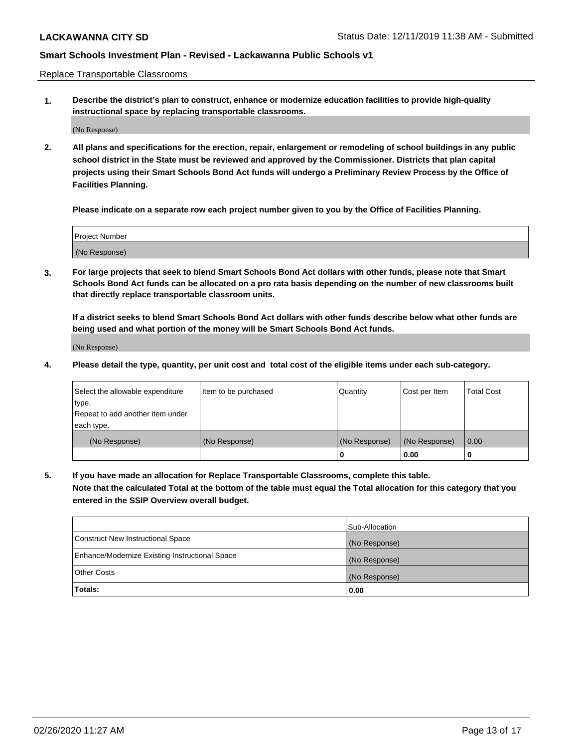Replace Transportable Classrooms

**1. Describe the district's plan to construct, enhance or modernize education facilities to provide high-quality instructional space by replacing transportable classrooms.**

(No Response)

**2. All plans and specifications for the erection, repair, enlargement or remodeling of school buildings in any public school district in the State must be reviewed and approved by the Commissioner. Districts that plan capital projects using their Smart Schools Bond Act funds will undergo a Preliminary Review Process by the Office of Facilities Planning.**

**Please indicate on a separate row each project number given to you by the Office of Facilities Planning.**

| Project Number |
| --- |
| (No Response) |

**3. For large projects that seek to blend Smart Schools Bond Act dollars with other funds, please note that Smart Schools Bond Act funds can be allocated on a pro rata basis depending on the number of new classrooms built that directly replace transportable classroom units.**

**If a district seeks to blend Smart Schools Bond Act dollars with other funds describe below what other funds are being used and what portion of the money will be Smart Schools Bond Act funds.**

(No Response)

**4. Please detail the type, quantity, per unit cost and total cost of the eligible items under each sub-category.**

| Select the allowable expenditure type. Repeat to add another item under each type. | Item to be purchased | Quantity | Cost per Item | Total Cost |
| --- | --- | --- | --- | --- |
| (No Response) | (No Response) | (No Response) | (No Response) | 0.00 |
| | | 0 | 0.00 | 0 |

**5. If you have made an allocation for Replace Transportable Classrooms, complete this table. Note that the calculated Total at the bottom of the table must equal the Total allocation for this category that you entered in the SSIP Overview overall budget.**

| | Sub-Allocation |
| --- | --- |
| Construct New Instructional Space | (No Response) |
| Enhance/Modernize Existing Instructional Space | (No Response) |
| Other Costs | (No Response) |
| **Totals:** | **0.00** |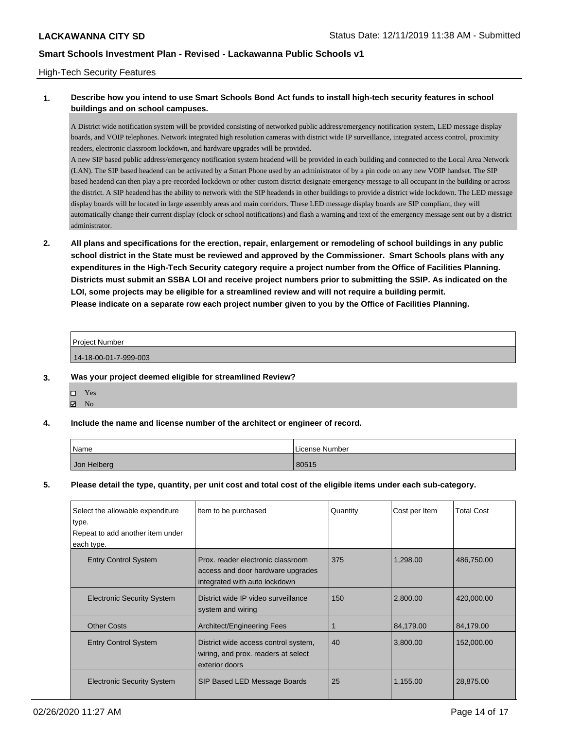High-Tech Security Features

**1. Describe how you intend to use Smart Schools Bond Act funds to install high-tech security features in school buildings and on school campuses.**

A District wide notification system will be provided consisting of networked public address/emergency notification system, LED message display boards, and VOIP telephones. Network integrated high resolution cameras with district wide IP surveillance, integrated access control, proximity readers, electronic classroom lockdown, and hardware upgrades will be provided.
A new SIP based public address/emergency notification system headend will be provided in each building and connected to the Local Area Network (LAN). The SIP based headend can be activated by a Smart Phone used by an administrator of by a pin code on any new VOIP handset. The SIP based headend can then play a pre-recorded lockdown or other custom district designate emergency message to all occupant in the building or across the district. A SIP headend has the ability to network with the SIP headends in other buildings to provide a district wide lockdown. The LED message display boards will be located in large assembly areas and main corridors. These LED message display boards are SIP compliant, they will automatically change their current display (clock or school notifications) and flash a warning and text of the emergency message sent out by a district administrator.

**2. All plans and specifications for the erection, repair, enlargement or remodeling of school buildings in any public school district in the State must be reviewed and approved by the Commissioner. Smart Schools plans with any expenditures in the High-Tech Security category require a project number from the Office of Facilities Planning. Districts must submit an SSBA LOI and receive project numbers prior to submitting the SSIP. As indicated on the LOI, some projects may be eligible for a streamlined review and will not require a building permit.**
**Please indicate on a separate row each project number given to you by the Office of Facilities Planning.**

| Project Number |
|---|
| 14-18-00-01-7-999-003 |

**3. Was your project deemed eligible for streamlined Review?**

- ☐ Yes
- ☑ No

**4. Include the name and license number of the architect or engineer of record.**

| Name | License Number |
|---|---|
| Jon Helberg | 80515 |

**5. Please detail the type, quantity, per unit cost and total cost of the eligible items under each sub-category.**

| Select the allowable expenditure type. Repeat to add another item under each type. | Item to be purchased | Quantity | Cost per Item | Total Cost |
|---|---|---|---|---|
| Entry Control System | Prox. reader electronic classroom access and door hardware upgrades integrated with auto lockdown | 375 | 1,298.00 | 486,750.00 |
| Electronic Security System | District wide IP video surveillance system and wiring | 150 | 2,800.00 | 420,000.00 |
| Other Costs | Architect/Engineering Fees | 1 | 84,179.00 | 84,179.00 |
| Entry Control System | District wide access control system, wiring, and prox. readers at select exterior doors | 40 | 3,800.00 | 152,000.00 |
| Electronic Security System | SIP Based LED Message Boards | 25 | 1,155.00 | 28,875.00 |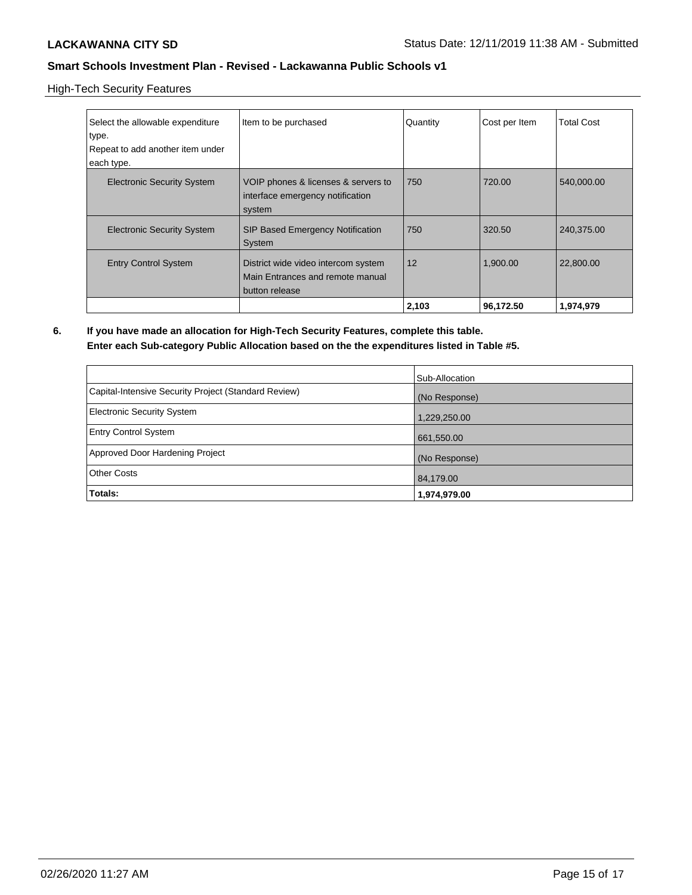High-Tech Security Features

| Select the allowable expenditure type.<br>Repeat to add another item under each type. | Item to be purchased | Quantity | Cost per Item | Total Cost |
|---|---|---|---|---|
| Electronic Security System | VOIP phones & licenses & servers to interface emergency notification system | 750 | 720.00 | 540,000.00 |
| Electronic Security System | SIP Based Emergency Notification System | 750 | 320.50 | 240,375.00 |
| Entry Control System | District wide video intercom system Main Entrances and remote manual button release | 12 | 1,900.00 | 22,800.00 |
| | | **2,103** | **96,172.50** | **1,974,979** |

**6. If you have made an allocation for High-Tech Security Features, complete this table. Enter each Sub-category Public Allocation based on the the expenditures listed in Table #5.**

| | Sub-Allocation |
|---|---|
| Capital-Intensive Security Project (Standard Review) | (No Response) |
| Electronic Security System | 1,229,250.00 |
| Entry Control System | 661,550.00 |
| Approved Door Hardening Project | (No Response) |
| Other Costs | 84,179.00 |
| **Totals:** | **1,974,979.00** |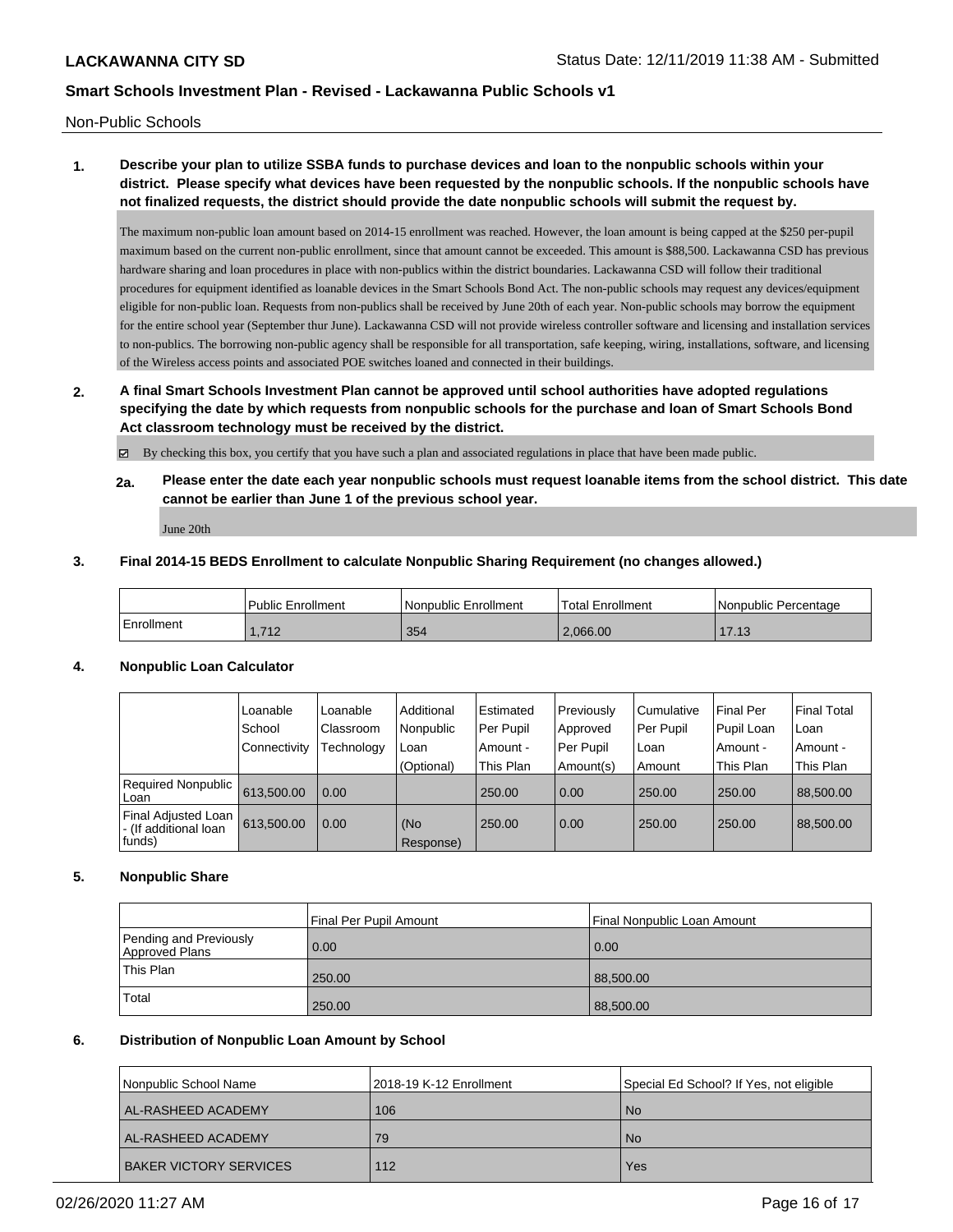Non-Public Schools

**1. Describe your plan to utilize SSBA funds to purchase devices and loan to the nonpublic schools within your district. Please specify what devices have been requested by the nonpublic schools. If the nonpublic schools have not finalized requests, the district should provide the date nonpublic schools will submit the request by.**

The maximum non-public loan amount based on 2014-15 enrollment was reached. However, the loan amount is being capped at the $250 per-pupil maximum based on the current non-public enrollment, since that amount cannot be exceeded. This amount is $88,500. Lackawanna CSD has previous hardware sharing and loan procedures in place with non-publics within the district boundaries. Lackawanna CSD will follow their traditional procedures for equipment identified as loanable devices in the Smart Schools Bond Act. The non-public schools may request any devices/equipment eligible for non-public loan. Requests from non-publics shall be received by June 20th of each year. Non-public schools may borrow the equipment for the entire school year (September thur June). Lackawanna CSD will not provide wireless controller software and licensing and installation services to non-publics. The borrowing non-public agency shall be responsible for all transportation, safe keeping, wiring, installations, software, and licensing of the Wireless access points and associated POE switches loaned and connected in their buildings.

**2. A final Smart Schools Investment Plan cannot be approved until school authorities have adopted regulations specifying the date by which requests from nonpublic schools for the purchase and loan of Smart Schools Bond Act classroom technology must be received by the district.**

☑ By checking this box, you certify that you have such a plan and associated regulations in place that have been made public.

**2a. Please enter the date each year nonpublic schools must request loanable items from the school district. This date cannot be earlier than June 1 of the previous school year.**

June 20th

**3. Final 2014-15 BEDS Enrollment to calculate Nonpublic Sharing Requirement (no changes allowed.)**

| | Public Enrollment | Nonpublic Enrollment | Total Enrollment | Nonpublic Percentage |
|---|---|---|---|---|
| Enrollment | 1,712 | 354 | 2,066.00 | 17.13 |

**4. Nonpublic Loan Calculator**

| | Loanable School Connectivity | Loanable Classroom Technology | Additional Nonpublic Loan (Optional) | Estimated Per Pupil Amount - This Plan | Previously Approved Per Pupil Amount(s) | Cumulative Per Pupil Loan Amount | Final Per Pupil Loan Amount - This Plan | Final Total Loan Amount - This Plan |
|---|---|---|---|---|---|---|---|---|
| Required Nonpublic Loan | 613,500.00 | 0.00 | | 250.00 | 0.00 | 250.00 | 250.00 | 88,500.00 |
| Final Adjusted Loan - (If additional loan funds) | 613,500.00 | 0.00 | (No Response) | 250.00 | 0.00 | 250.00 | 250.00 | 88,500.00 |

**5. Nonpublic Share**

| | Final Per Pupil Amount | Final Nonpublic Loan Amount |
|---|---|---|
| Pending and Previously Approved Plans | 0.00 | 0.00 |
| This Plan | 250.00 | 88,500.00 |
| Total | 250.00 | 88,500.00 |

**6. Distribution of Nonpublic Loan Amount by School**

| Nonpublic School Name | 2018-19 K-12 Enrollment | Special Ed School? If Yes, not eligible |
|---|---|---|
| AL-RASHEED ACADEMY | 106 | No |
| AL-RASHEED ACADEMY | 79 | No |
| BAKER VICTORY SERVICES | 112 | Yes |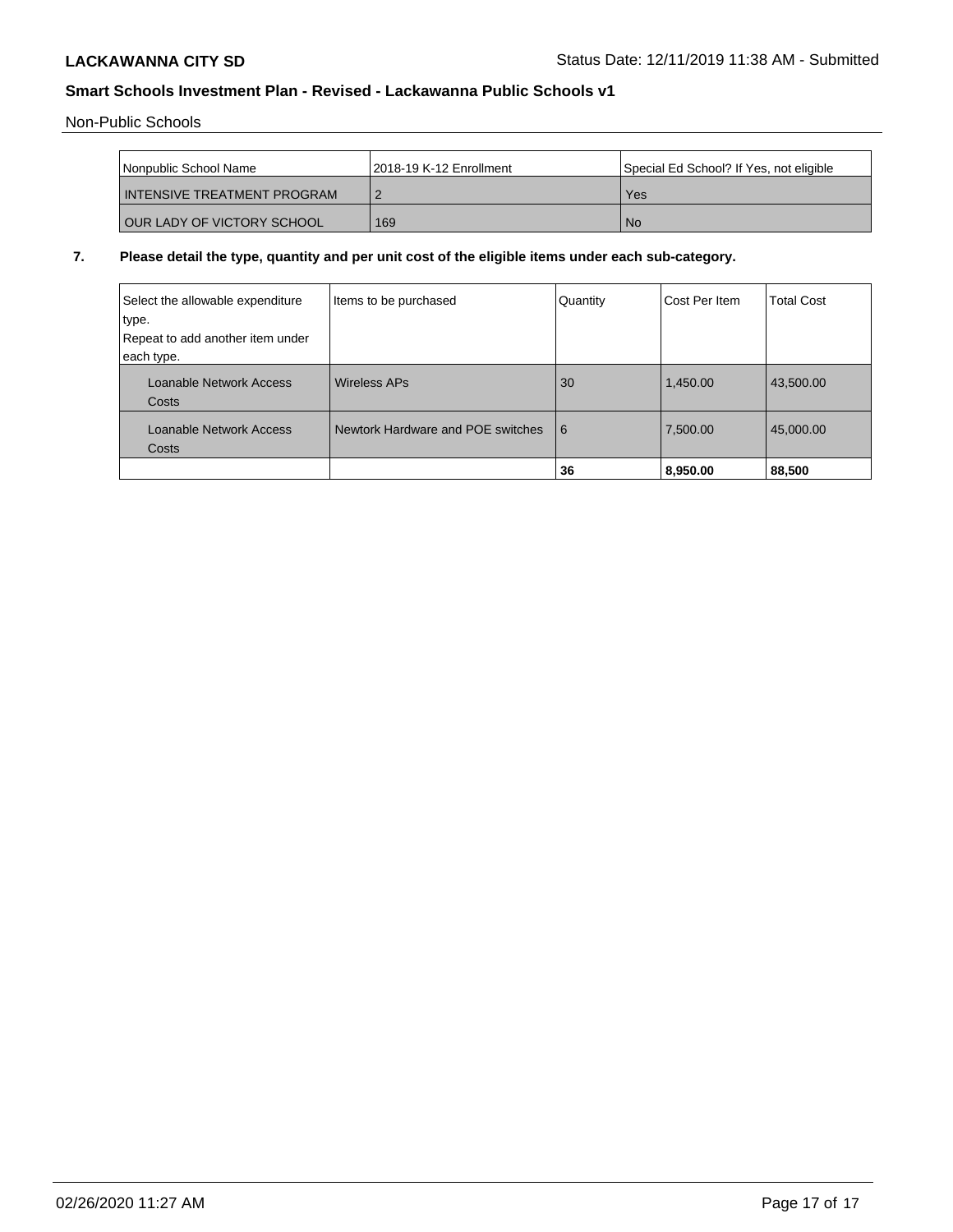Non-Public Schools

| Nonpublic School Name | 2018-19 K-12 Enrollment | Special Ed School? If Yes, not eligible |
|---|---|---|
| INTENSIVE TREATMENT PROGRAM | 2 | Yes |
| OUR LADY OF VICTORY SCHOOL | 169 | No |

**7. Please detail the type, quantity and per unit cost of the eligible items under each sub-category.**

| Select the allowable expenditure type. Repeat to add another item under each type. | Items to be purchased | Quantity | Cost Per Item | Total Cost |
|---|---|---|---|---|
| Loanable Network Access Costs | Wireless APs | 30 | 1,450.00 | 43,500.00 |
| Loanable Network Access Costs | Newtork Hardware and POE switches | 6 | 7,500.00 | 45,000.00 |
| | | **36** | **8,950.00** | **88,500** |